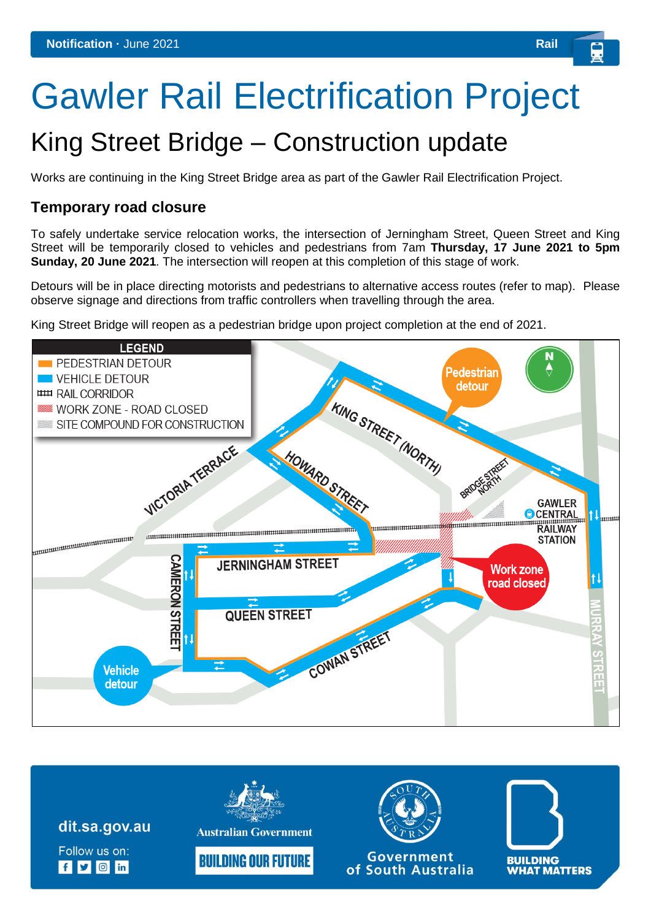Notification · June 2021 Rail

# Gawler Rail Electrification Project

## King Street Bridge – Construction update

Works are continuing in the King Street Bridge area as part of the Gawler Rail Electrification Project.

### Temporary road closure

To safely undertake service relocation works, the intersection of Jerningham Street, Queen Street and King Street will be temporarily closed to vehicles and pedestrians from 7am **Thursday, 17 June 2021 to 5pm Sunday, 20 June 2021**. The intersection will reopen at this completion of this stage of work.

Detours will be in place directing motorists and pedestrians to alternative access routes (refer to map). Please observe signage and directions from traffic controllers when travelling through the area.

King Street Bridge will reopen as a pedestrian bridge upon project completion at the end of 2021.

**LEGEND**

- PEDESTRIAN DETOUR
- VEHICLE DETOUR
- RAIL CORRIDOR
- WORK ZONE - ROAD CLOSED
- SITE COMPOUND FOR CONSTRUCTION

Pedestrian detour

Vehicle detour

Work zone road closed

KING STREET (NORTH) · HOWARD STREET · VICTORIA TERRACE · BRIDGE STREET NORTH · GAWLER CENTRAL RAILWAY STATION · JERNINGHAM STREET · QUEEN STREET · CAMERON STREET · COWAN STREET · MURRAY STREET

dit.sa.gov.au

Follow us on:

Australian Government

BUILDING OUR FUTURE

Government of South Australia

BUILDING WHAT MATTERS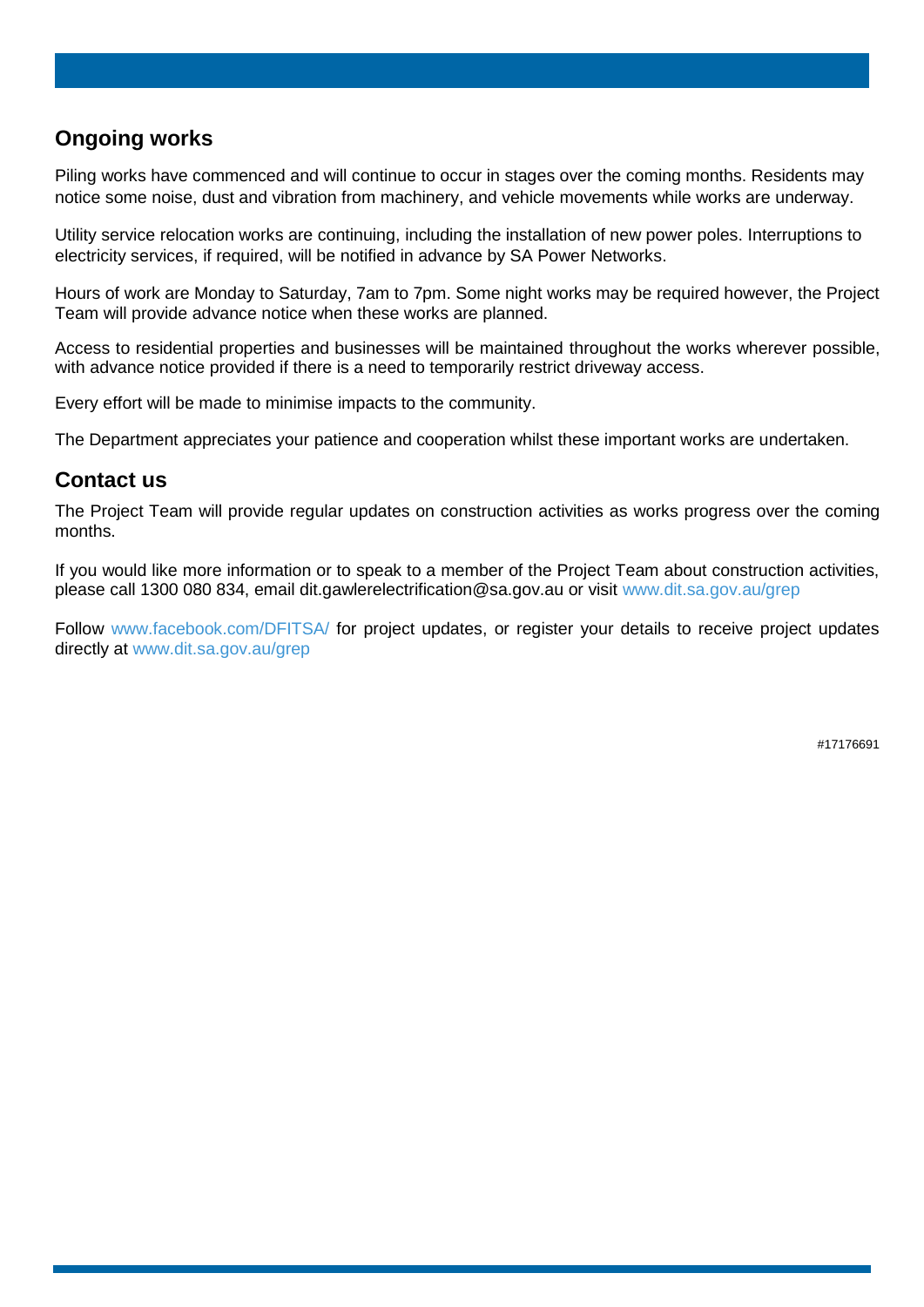## Ongoing works

Piling works have commenced and will continue to occur in stages over the coming months. Residents may notice some noise, dust and vibration from machinery, and vehicle movements while works are underway.

Utility service relocation works are continuing, including the installation of new power poles. Interruptions to electricity services, if required, will be notified in advance by SA Power Networks.

Hours of work are Monday to Saturday, 7am to 7pm. Some night works may be required however, the Project Team will provide advance notice when these works are planned.

Access to residential properties and businesses will be maintained throughout the works wherever possible, with advance notice provided if there is a need to temporarily restrict driveway access.

Every effort will be made to minimise impacts to the community.

The Department appreciates your patience and cooperation whilst these important works are undertaken.

## Contact us

The Project Team will provide regular updates on construction activities as works progress over the coming months.

If you would like more information or to speak to a member of the Project Team about construction activities, please call 1300 080 834, email dit.gawlerelectrification@sa.gov.au or visit www.dit.sa.gov.au/grep

Follow www.facebook.com/DFITSA/ for project updates, or register your details to receive project updates directly at www.dit.sa.gov.au/grep

#17176691